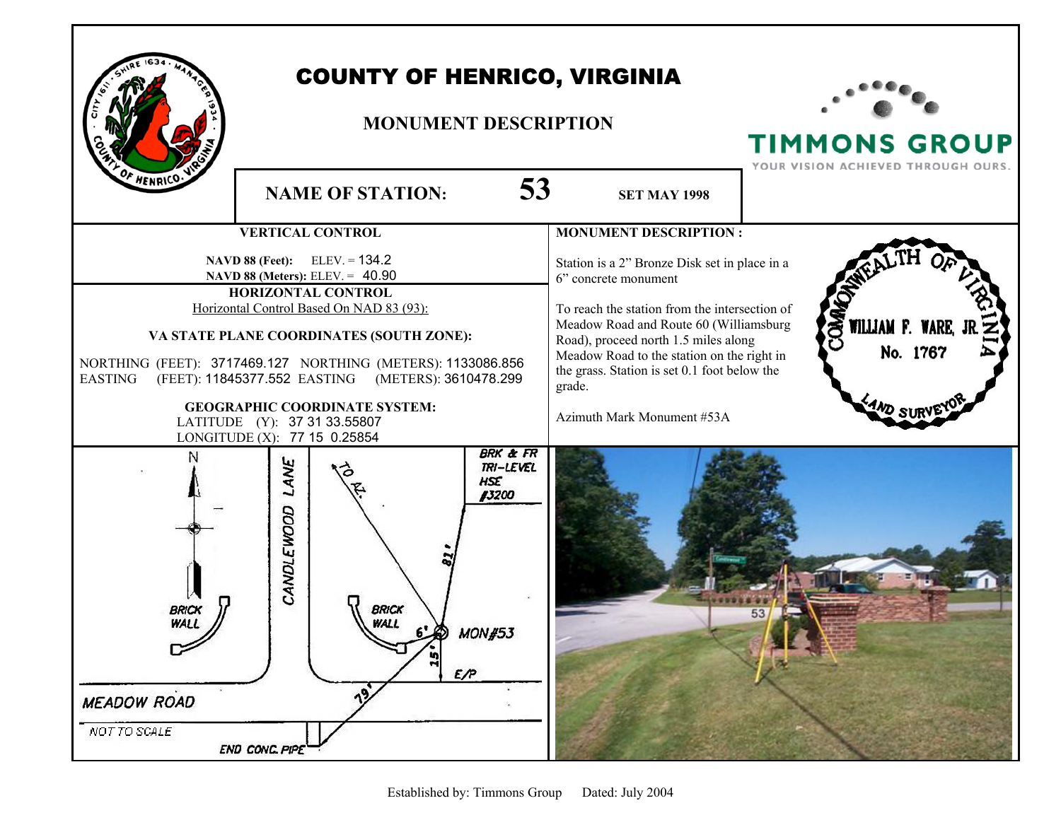# COUNTY OF HENRICO, VIRGINIA

## MONUMENT DESCRIPTION

**NAME OF STATION:** **53** **SET MAY 1998**

### VERTICAL CONTROL

**NAVD 88 (Feet):** ELEV. = 134.2
**NAVD 88 (Meters):** ELEV. = 40.90

### HORIZONTAL CONTROL

Horizontal Control Based On NAD 83 (93):

**VA STATE PLANE COORDINATES (SOUTH ZONE):**

NORTHING (FEET): 3717469.127 NORTHING (METERS): 1133086.856
EASTING (FEET): 11845377.552 EASTING (METERS): 3610478.299

**GEOGRAPHIC COORDINATE SYSTEM:**

LATITUDE (Y): 37 31 33.55807
LONGITUDE (X): 77 15 0.25854

### MONUMENT DESCRIPTION :

Station is a 2" Bronze Disk set in place in a 6" concrete monument

To reach the station from the intersection of Meadow Road and Route 60 (Williamsburg Road), proceed north 1.5 miles along Meadow Road to the station on the right in the grass. Station is set 0.1 foot below the grade.

Azimuth Mark Monument #53A

Established by: Timmons Group Dated: July 2004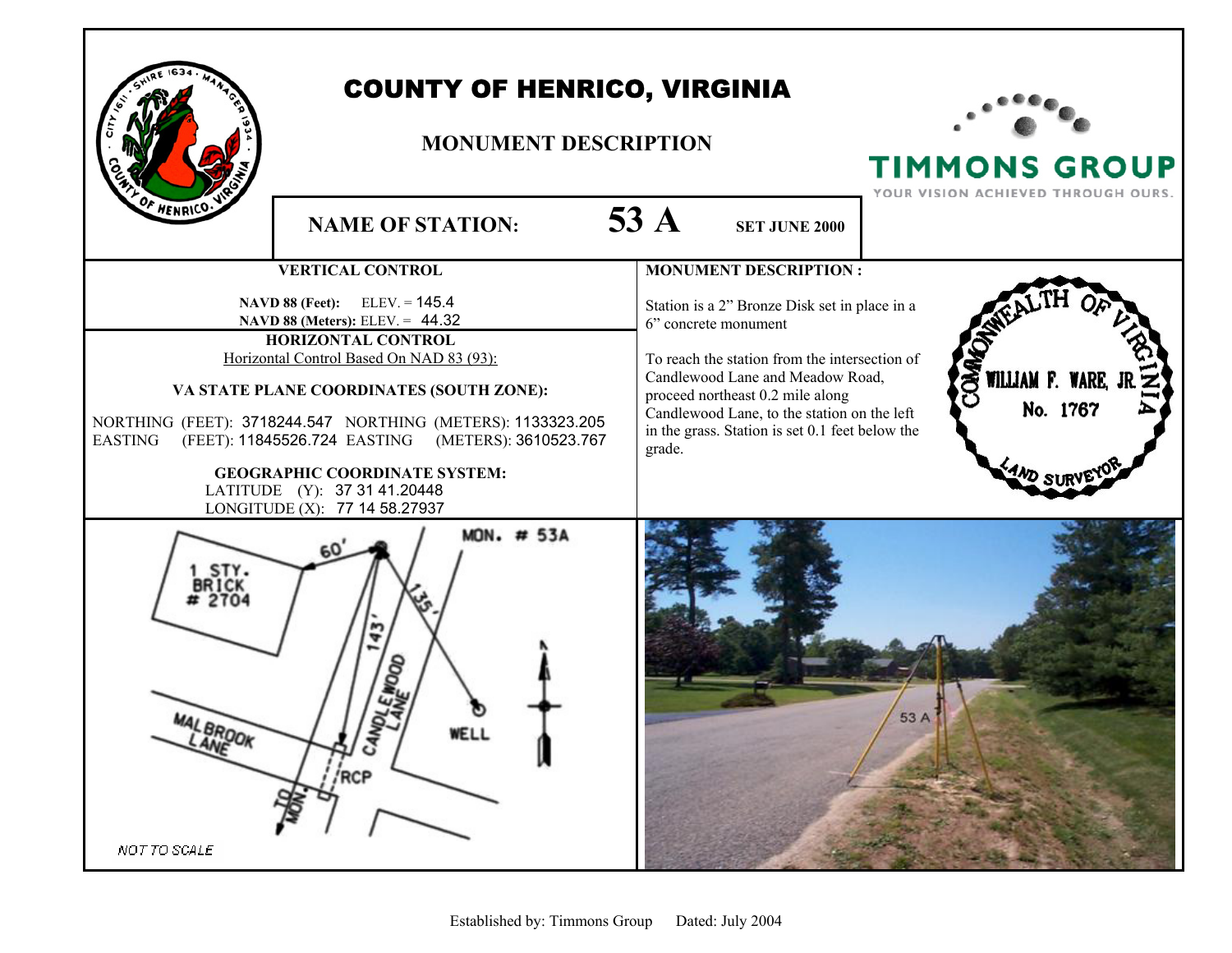# COUNTY OF HENRICO, VIRGINIA

## MONUMENT DESCRIPTION

TIMMONS GROUP
YOUR VISION ACHIEVED THROUGH OURS.

**NAME OF STATION:** **53 A** **SET JUNE 2000**

### VERTICAL CONTROL

**NAVD 88 (Feet):** ELEV. = 145.4
**NAVD 88 (Meters):** ELEV. = 44.32

### HORIZONTAL CONTROL

Horizontal Control Based On NAD 83 (93):

**VA STATE PLANE COORDINATES (SOUTH ZONE):**

NORTHING (FEET): 3718244.547 NORTHING (METERS): 1133323.205
EASTING (FEET): 11845526.724 EASTING (METERS): 3610523.767

**GEOGRAPHIC COORDINATE SYSTEM:**

LATITUDE (Y): 37 31 41.20448
LONGITUDE (X): 77 14 58.27937

### MONUMENT DESCRIPTION :

Station is a 2" Bronze Disk set in place in a 6" concrete monument

To reach the station from the intersection of Candlewood Lane and Meadow Road, proceed northeast 0.2 mile along Candlewood Lane, to the station on the left in the grass. Station is set 0.1 feet below the grade.

COMMONWEALTH OF VIRGINIA
WILLIAM F. WARE, JR.
No. 1767
LAND SURVEYOR

1 STY. BRICK # 2704
60'
MON. # 53A
135'
143'
CANDLEWOOD LANE
WELL
MALBROOK LANE
RCP
TO MON.
NOT TO SCALE

53 A

Established by: Timmons Group Dated: July 2004